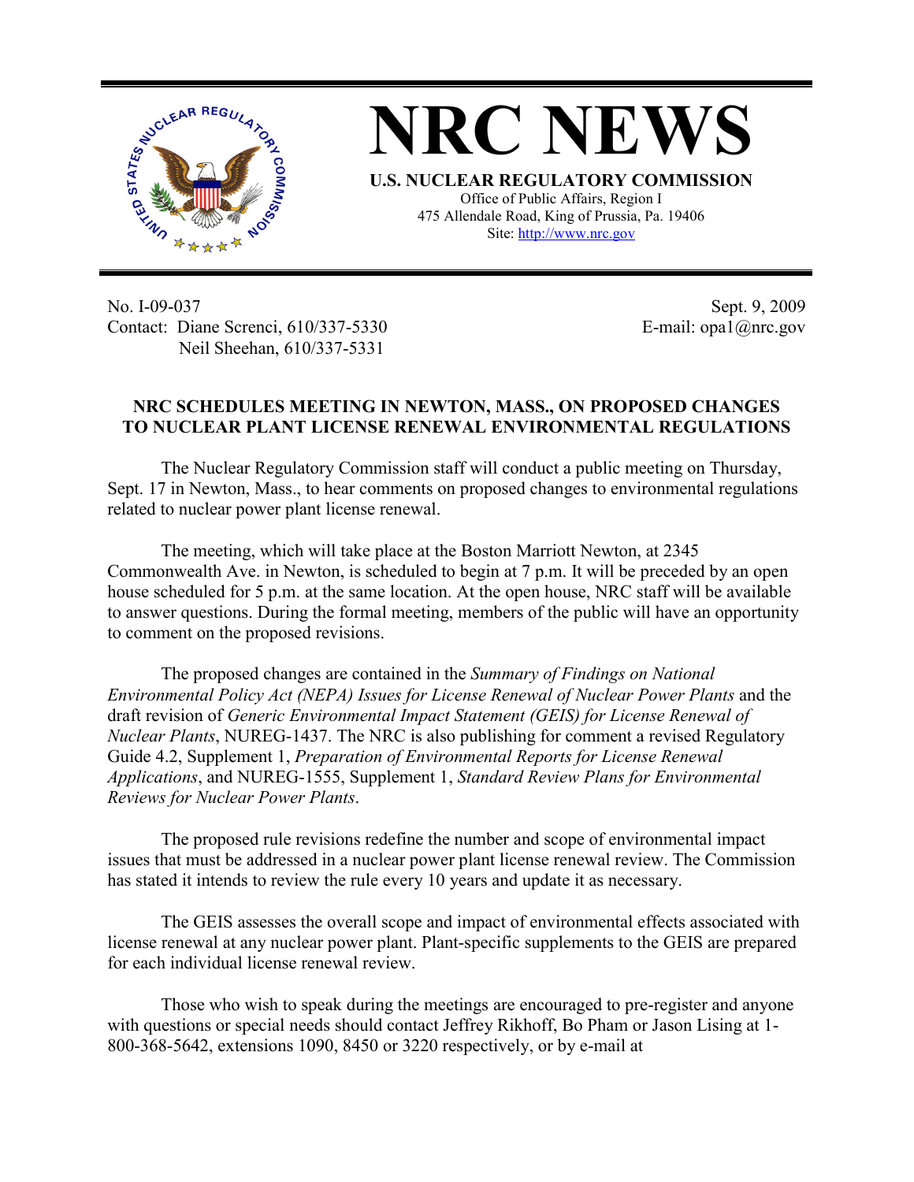# NRC NEWS

**U.S. NUCLEAR REGULATORY COMMISSION**
Office of Public Affairs, Region I
475 Allendale Road, King of Prussia, Pa. 19406
Site: http://www.nrc.gov

No. I-09-037
Contact: Diane Screnci, 610/337-5330
Neil Sheehan, 610/337-5331

Sept. 9, 2009
E-mail: opa1@nrc.gov

## NRC SCHEDULES MEETING IN NEWTON, MASS., ON PROPOSED CHANGES TO NUCLEAR PLANT LICENSE RENEWAL ENVIRONMENTAL REGULATIONS

The Nuclear Regulatory Commission staff will conduct a public meeting on Thursday, Sept. 17 in Newton, Mass., to hear comments on proposed changes to environmental regulations related to nuclear power plant license renewal.

The meeting, which will take place at the Boston Marriott Newton, at 2345 Commonwealth Ave. in Newton, is scheduled to begin at 7 p.m. It will be preceded by an open house scheduled for 5 p.m. at the same location. At the open house, NRC staff will be available to answer questions. During the formal meeting, members of the public will have an opportunity to comment on the proposed revisions.

The proposed changes are contained in the *Summary of Findings on National Environmental Policy Act (NEPA) Issues for License Renewal of Nuclear Power Plants* and the draft revision of *Generic Environmental Impact Statement (GEIS) for License Renewal of Nuclear Plants*, NUREG-1437. The NRC is also publishing for comment a revised Regulatory Guide 4.2, Supplement 1, *Preparation of Environmental Reports for License Renewal Applications*, and NUREG-1555, Supplement 1, *Standard Review Plans for Environmental Reviews for Nuclear Power Plants*.

The proposed rule revisions redefine the number and scope of environmental impact issues that must be addressed in a nuclear power plant license renewal review. The Commission has stated it intends to review the rule every 10 years and update it as necessary.

The GEIS assesses the overall scope and impact of environmental effects associated with license renewal at any nuclear power plant. Plant-specific supplements to the GEIS are prepared for each individual license renewal review.

Those who wish to speak during the meetings are encouraged to pre-register and anyone with questions or special needs should contact Jeffrey Rikhoff, Bo Pham or Jason Lising at 1-800-368-5642, extensions 1090, 8450 or 3220 respectively, or by e-mail at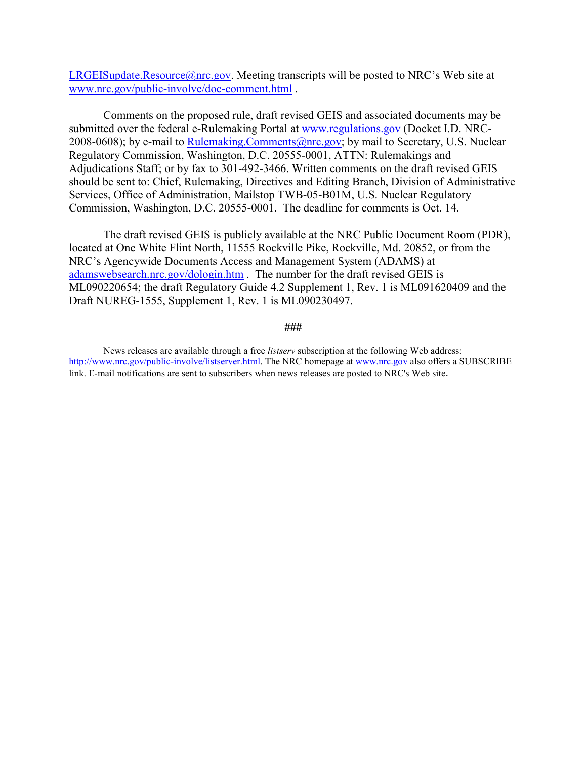LRGEISupdate.Resource@nrc.gov. Meeting transcripts will be posted to NRC's Web site at www.nrc.gov/public-involve/doc-comment.html .

Comments on the proposed rule, draft revised GEIS and associated documents may be submitted over the federal e-Rulemaking Portal at www.regulations.gov (Docket I.D. NRC-2008-0608); by e-mail to Rulemaking.Comments@nrc.gov; by mail to Secretary, U.S. Nuclear Regulatory Commission, Washington, D.C. 20555-0001, ATTN: Rulemakings and Adjudications Staff; or by fax to 301-492-3466. Written comments on the draft revised GEIS should be sent to: Chief, Rulemaking, Directives and Editing Branch, Division of Administrative Services, Office of Administration, Mailstop TWB-05-B01M, U.S. Nuclear Regulatory Commission, Washington, D.C. 20555-0001. The deadline for comments is Oct. 14.

The draft revised GEIS is publicly available at the NRC Public Document Room (PDR), located at One White Flint North, 11555 Rockville Pike, Rockville, Md. 20852, or from the NRC's Agencywide Documents Access and Management System (ADAMS) at adamswebsearch.nrc.gov/dologin.htm . The number for the draft revised GEIS is ML090220654; the draft Regulatory Guide 4.2 Supplement 1, Rev. 1 is ML091620409 and the Draft NUREG-1555, Supplement 1, Rev. 1 is ML090230497.

###

News releases are available through a free *listserv* subscription at the following Web address: http://www.nrc.gov/public-involve/listserver.html. The NRC homepage at www.nrc.gov also offers a SUBSCRIBE link. E-mail notifications are sent to subscribers when news releases are posted to NRC's Web site.